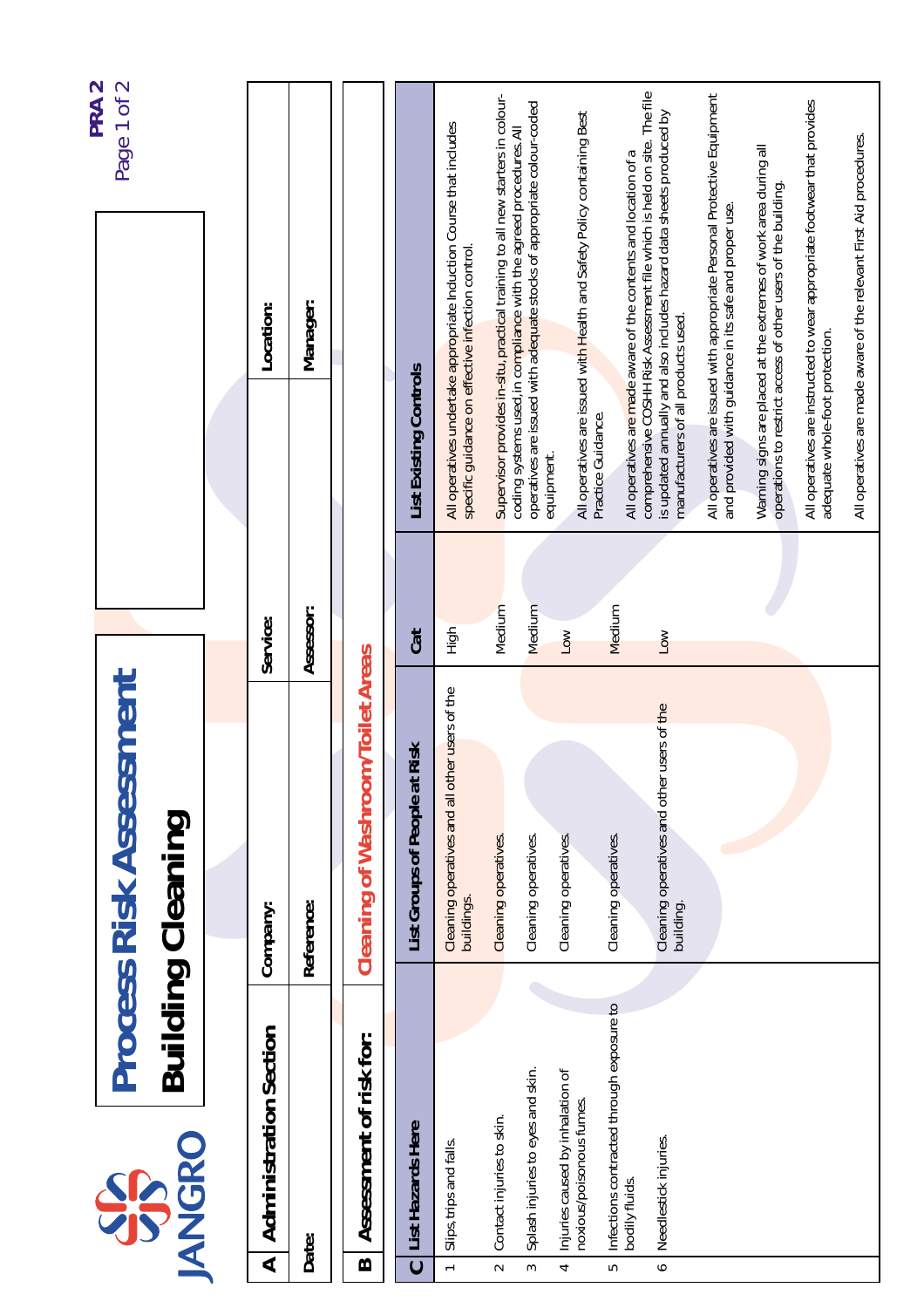JANGRO

# Process Risk Assessment

## Building Cleaning

PRA 2

| A | Administration Section | Company: | | Service: | | Location: | |
|---|---|---|---|---|---|---|---|
| | Date: | Reference: | | Assessor: | | Manager: | |

| B | Assessment of risk for: | Cleaning of Washroom/Toilet Areas |
|---|---|---|

| C | List Hazards Here | List Groups of People at Risk | Cat | List Existing Controls |
|---|---|---|---|---|
| 1 | Slips, trips and falls. | Cleaning operatives and all other users of the buildings. | High | All operatives undertake appropriate Induction Course that includes specific guidance on effective infection control. |
| 2 | Contact injuries to skin. | Cleaning operatives. | Medium | Supervisor provides in-situ, practical training to all new starters in colour-coding systems used, in compliance with the agreed procedures. All operatives are issued with adequate stocks of appropriate colour-coded equipment. |
| 3 | Splash injuries to eyes and skin. | Cleaning operatives. | Medium | All operatives are issued with Health and Safety Policy containing Best Practice Guidance. |
| 4 | Injuries caused by inhalation of noxious/poisonous fumes. | Cleaning operatives. | Low | All operatives are made aware of the contents and location of a comprehensive COSHH Risk Assessment file which is held on site. The file is updated annually and also includes hazard data sheets produced by manufacturers of all products used. |
| 5 | Infections contracted through exposure to bodily fluids. | Cleaning operatives. | Medium | All operatives are issued with appropriate Personal Protective Equipment and provided with guidance in its safe and proper use. |
| 6 | Needlestick injuries. | Cleaning operatives and other users of the building. | Low | Warning signs are placed at the extremes of work area during all operations to restrict access of other users of the building. |
| | | | | All operatives are instructed to wear appropriate footwear that provides adequate whole-foot protection. |
| | | | | All operatives are made aware of the relevant First Aid procedures. |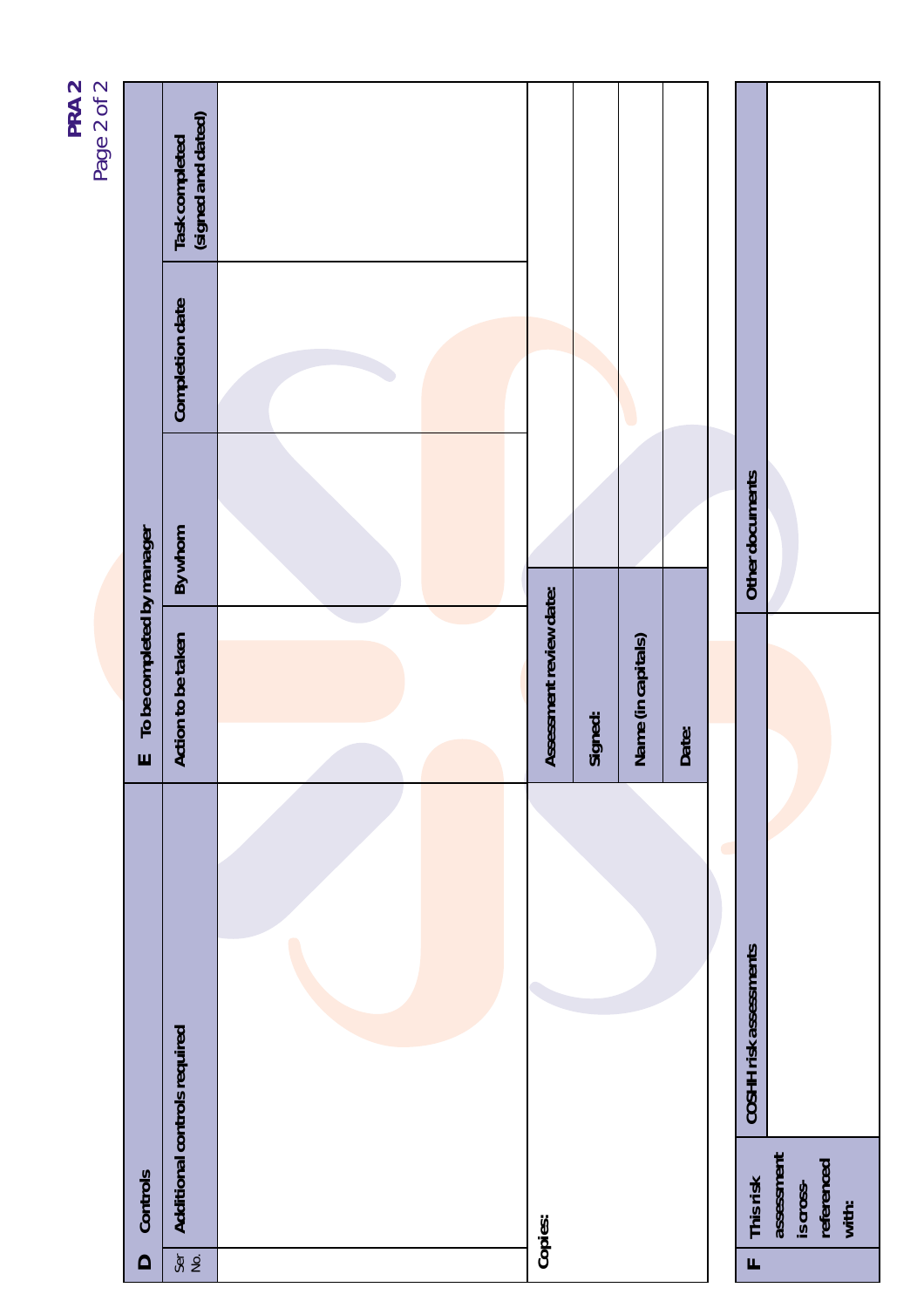| D Controls | | E To be completed by manager | | | |
|---|---|---|---|---|---|
| Ser No. | Additional controls required | Action to be taken | By whom | Completion date | Task completed (signed and dated) |
| | | | | | |

| Copies: | Assessment review date: | |
|---|---|---|
| | Signed: | |
| | Name (in capitals) | |
| | Date: | |

| F This risk assessment is cross-referenced with: | COSHH risk assessments | Other documents |
|---|---|---|
| | | |